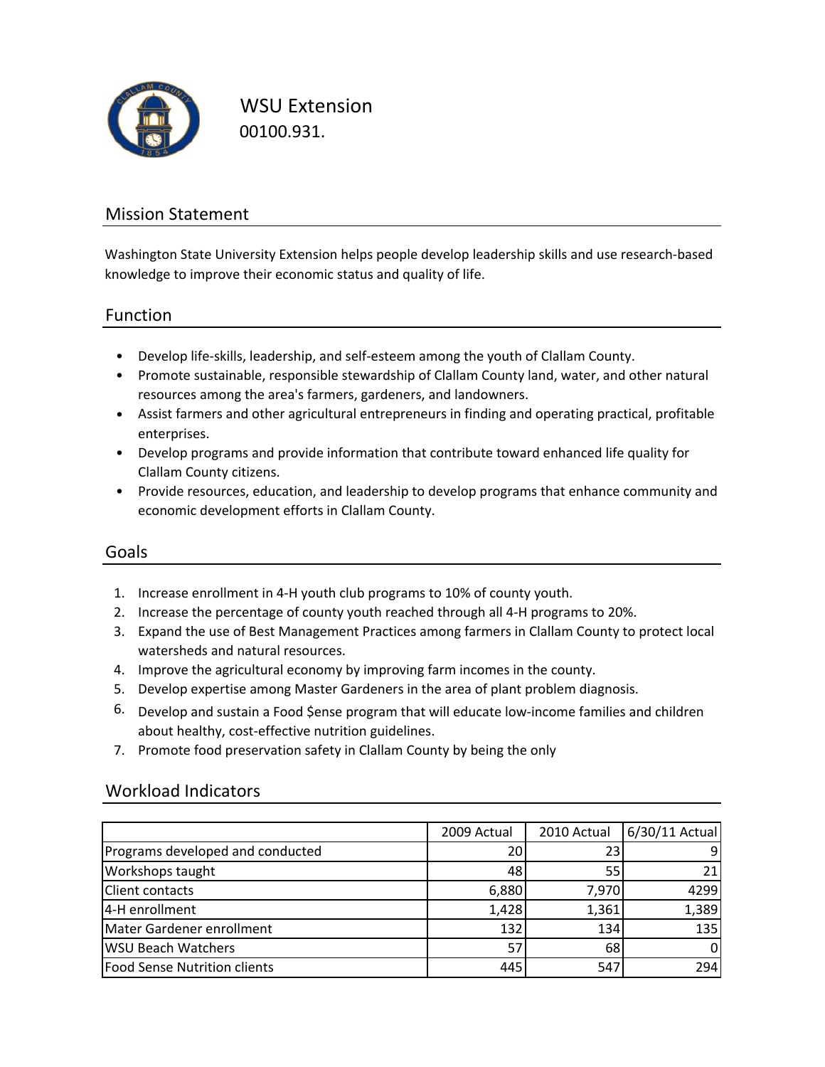# WSU Extension

00100.931.

## Mission Statement

Washington State University Extension helps people develop leadership skills and use research-based knowledge to improve their economic status and quality of life.

## Function

- Develop life-skills, leadership, and self-esteem among the youth of Clallam County.
- Promote sustainable, responsible stewardship of Clallam County land, water, and other natural resources among the area's farmers, gardeners, and landowners.
- Assist farmers and other agricultural entrepreneurs in finding and operating practical, profitable enterprises.
- Develop programs and provide information that contribute toward enhanced life quality for Clallam County citizens.
- Provide resources, education, and leadership to develop programs that enhance community and economic development efforts in Clallam County.

## Goals

1. Increase enrollment in 4-H youth club programs to 10% of county youth.
2. Increase the percentage of county youth reached through all 4-H programs to 20%.
3. Expand the use of Best Management Practices among farmers in Clallam County to protect local watersheds and natural resources.
4. Improve the agricultural economy by improving farm incomes in the county.
5. Develop expertise among Master Gardeners in the area of plant problem diagnosis.
6. Develop and sustain a Food $ense program that will educate low-income families and children about healthy, cost-effective nutrition guidelines.
7. Promote food preservation safety in Clallam County by being the only

## Workload Indicators

| | 2009 Actual | 2010 Actual | 6/30/11 Actual |
|---|---|---|---|
| Programs developed and conducted | 20 | 23 | 9 |
| Workshops taught | 48 | 55 | 21 |
| Client contacts | 6,880 | 7,970 | 4299 |
| 4-H enrollment | 1,428 | 1,361 | 1,389 |
| Mater Gardener enrollment | 132 | 134 | 135 |
| WSU Beach Watchers | 57 | 68 | 0 |
| Food Sense Nutrition clients | 445 | 547 | 294 |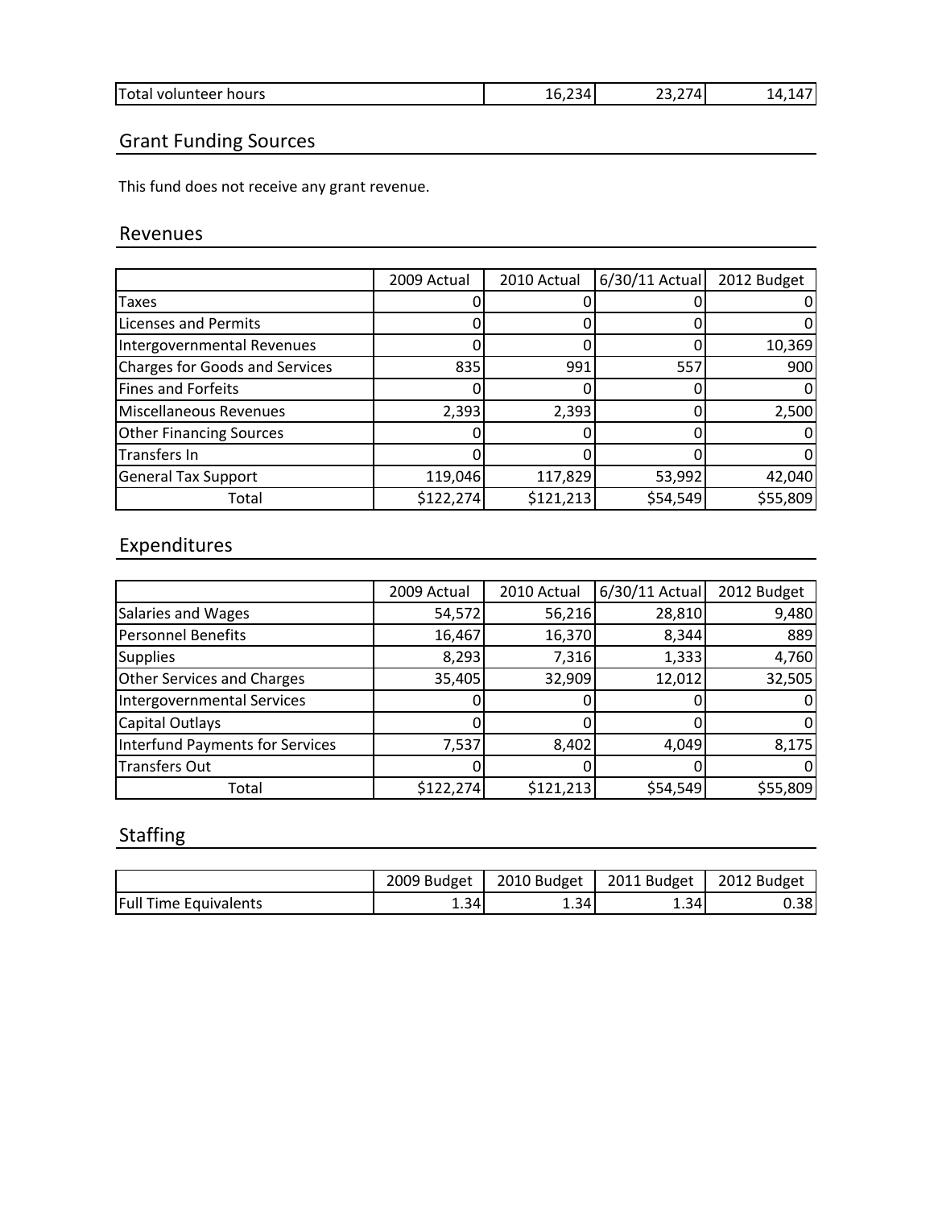| | | | |
|---|---|---|---|
| Total volunteer hours | 16,234 | 23,274 | 14,147 |

## Grant Funding Sources

This fund does not receive any grant revenue.

## Revenues

| | 2009 Actual | 2010 Actual | 6/30/11 Actual | 2012 Budget |
|---|---|---|---|---|
| Taxes | 0 | 0 | 0 | 0 |
| Licenses and Permits | 0 | 0 | 0 | 0 |
| Intergovernmental Revenues | 0 | 0 | 0 | 10,369 |
| Charges for Goods and Services | 835 | 991 | 557 | 900 |
| Fines and Forfeits | 0 | 0 | 0 | 0 |
| Miscellaneous Revenues | 2,393 | 2,393 | 0 | 2,500 |
| Other Financing Sources | 0 | 0 | 0 | 0 |
| Transfers In | 0 | 0 | 0 | 0 |
| General Tax Support | 119,046 | 117,829 | 53,992 | 42,040 |
| Total | $122,274 | $121,213 | $54,549 | $55,809 |

## Expenditures

| | 2009 Actual | 2010 Actual | 6/30/11 Actual | 2012 Budget |
|---|---|---|---|---|
| Salaries and Wages | 54,572 | 56,216 | 28,810 | 9,480 |
| Personnel Benefits | 16,467 | 16,370 | 8,344 | 889 |
| Supplies | 8,293 | 7,316 | 1,333 | 4,760 |
| Other Services and Charges | 35,405 | 32,909 | 12,012 | 32,505 |
| Intergovernmental Services | 0 | 0 | 0 | 0 |
| Capital Outlays | 0 | 0 | 0 | 0 |
| Interfund Payments for Services | 7,537 | 8,402 | 4,049 | 8,175 |
| Transfers Out | 0 | 0 | 0 | 0 |
| Total | $122,274 | $121,213 | $54,549 | $55,809 |

## Staffing

| | 2009 Budget | 2010 Budget | 2011 Budget | 2012 Budget |
|---|---|---|---|---|
| Full Time Equivalents | 1.34 | 1.34 | 1.34 | 0.38 |